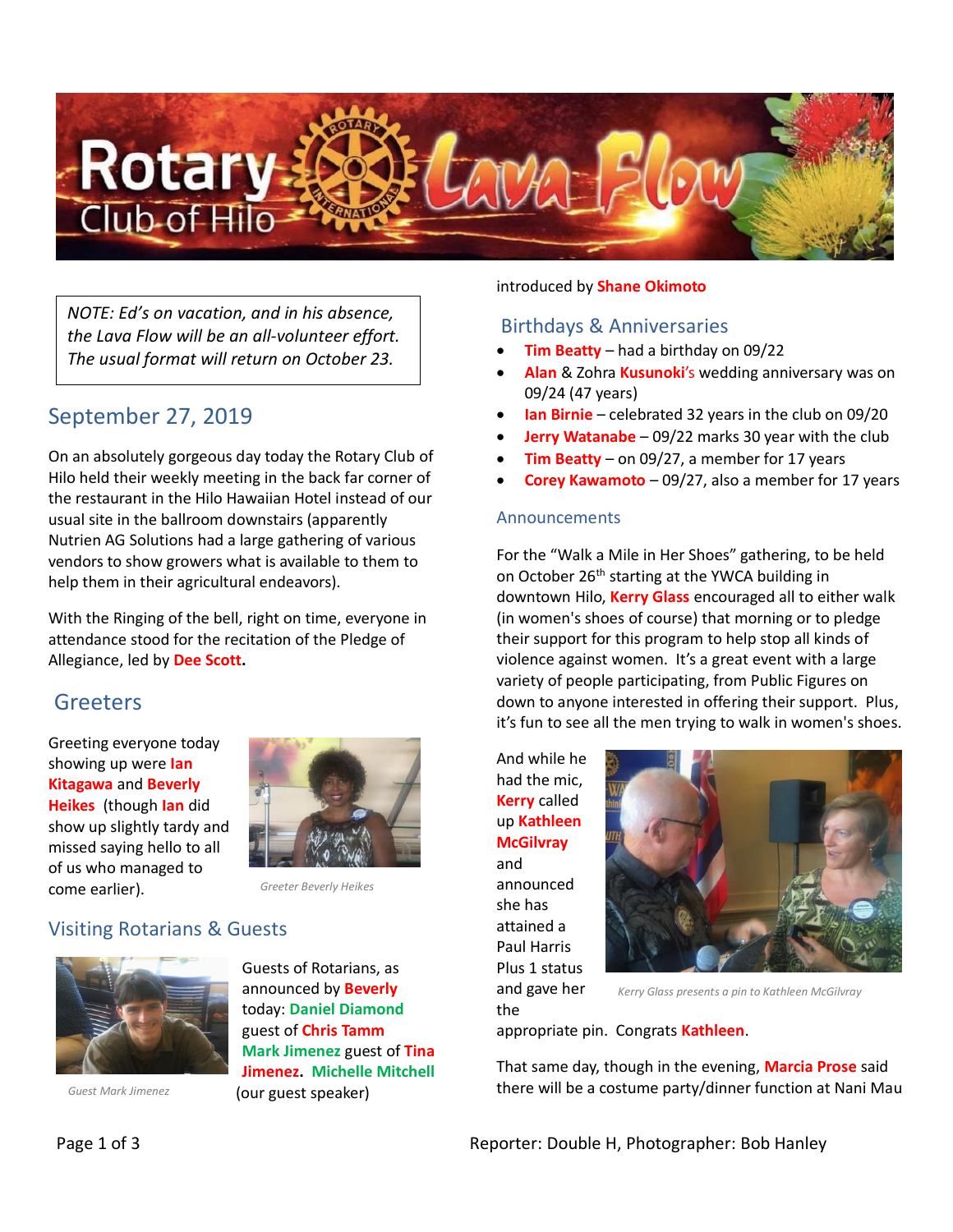# Rotary Club of Hilo Lava Flow

*NOTE: Ed's on vacation, and in his absence, the Lava Flow will be an all-volunteer effort. The usual format will return on October 23.*

## September 27, 2019

On an absolutely gorgeous day today the Rotary Club of Hilo held their weekly meeting in the back far corner of the restaurant in the Hilo Hawaiian Hotel instead of our usual site in the ballroom downstairs (apparently Nutrien AG Solutions had a large gathering of various vendors to show growers what is available to them to help them in their agricultural endeavors).

With the Ringing of the bell, right on time, everyone in attendance stood for the recitation of the Pledge of Allegiance, led by **Dee Scott.**

## Greeters

Greeting everyone today showing up were **Ian Kitagawa** and **Beverly Heikes** (though **Ian** did show up slightly tardy and missed saying hello to all of us who managed to come earlier).

*Greeter Beverly Heikes*

## Visiting Rotarians & Guests

Guests of Rotarians, as announced by **Beverly** today: **Daniel Diamond** guest of **Chris Tamm** **Mark Jimenez** guest of **Tina Jimenez**. **Michelle Mitchell** (our guest speaker) introduced by **Shane Okimoto**

*Guest Mark Jimenez*

## Birthdays & Anniversaries

- **Tim Beatty** – had a birthday on 09/22
- **Alan** & Zohra **Kusunoki**'s wedding anniversary was on 09/24 (47 years)
- **Ian Birnie** – celebrated 32 years in the club on 09/20
- **Jerry Watanabe** – 09/22 marks 30 year with the club
- **Tim Beatty** – on 09/27, a member for 17 years
- **Corey Kawamoto** – 09/27, also a member for 17 years

### Announcements

For the "Walk a Mile in Her Shoes" gathering, to be held on October 26th starting at the YWCA building in downtown Hilo, **Kerry Glass** encouraged all to either walk (in women's shoes of course) that morning or to pledge their support for this program to help stop all kinds of violence against women. It's a great event with a large variety of people participating, from Public Figures on down to anyone interested in offering their support. Plus, it's fun to see all the men trying to walk in women's shoes.

And while he had the mic, **Kerry** called up **Kathleen McGilvray** and announced she has attained a Paul Harris Plus 1 status and gave her the appropriate pin. Congrats **Kathleen**.

*Kerry Glass presents a pin to Kathleen McGilvray*

That same day, though in the evening, **Marcia Prose** said there will be a costume party/dinner function at Nani Mau

Reporter: Double H, Photographer: Bob Hanley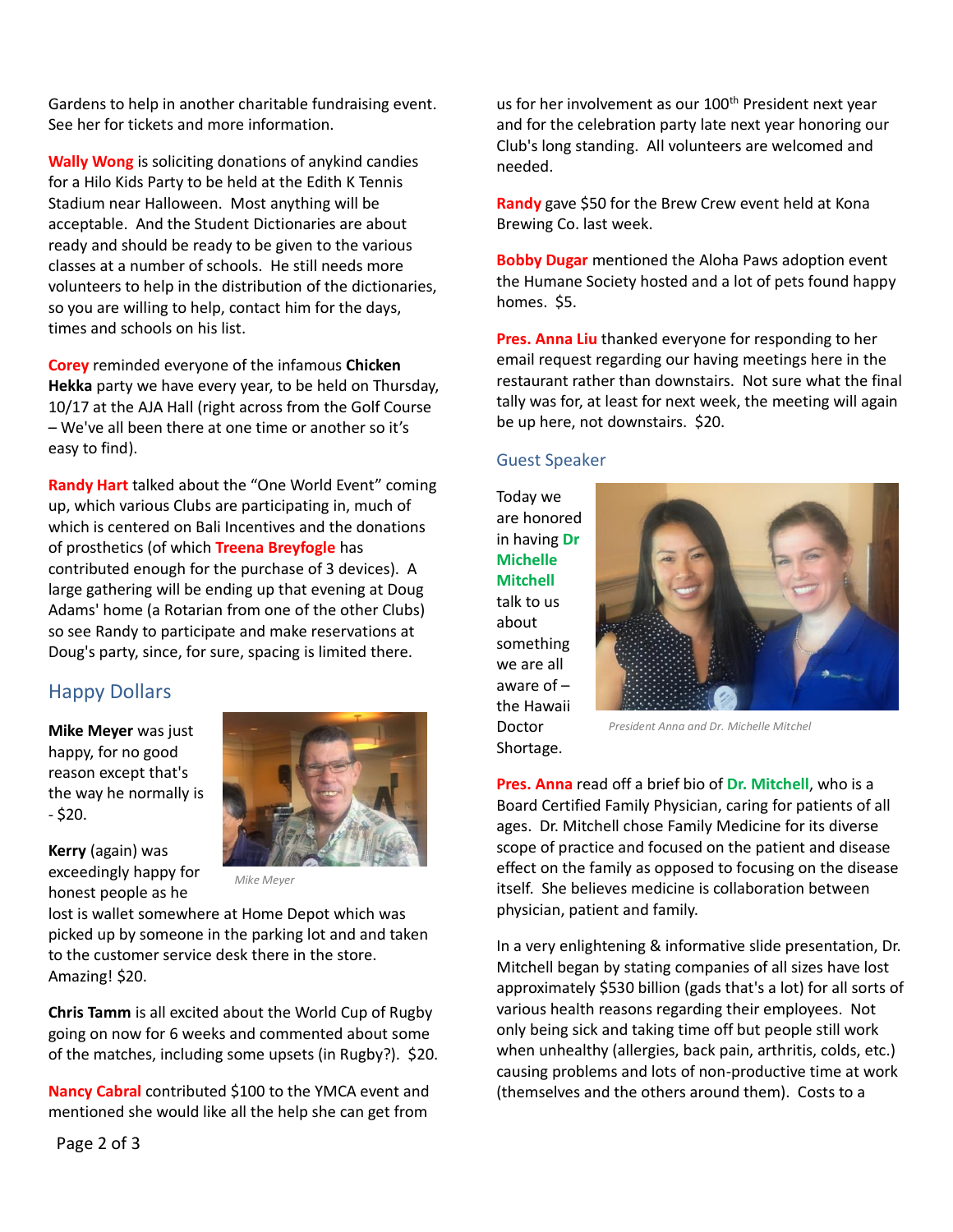Gardens to help in another charitable fundraising event. See her for tickets and more information.

**Wally Wong** is soliciting donations of anykind candies for a Hilo Kids Party to be held at the Edith K Tennis Stadium near Halloween. Most anything will be acceptable. And the Student Dictionaries are about ready and should be ready to be given to the various classes at a number of schools. He still needs more volunteers to help in the distribution of the dictionaries, so you are willing to help, contact him for the days, times and schools on his list.

**Corey** reminded everyone of the infamous **Chicken Hekka** party we have every year, to be held on Thursday, 10/17 at the AJA Hall (right across from the Golf Course – We've all been there at one time or another so it's easy to find).

**Randy Hart** talked about the "One World Event" coming up, which various Clubs are participating in, much of which is centered on Bali Incentives and the donations of prosthetics (of which **Treena Breyfogle** has contributed enough for the purchase of 3 devices). A large gathering will be ending up that evening at Doug Adams' home (a Rotarian from one of the other Clubs) so see Randy to participate and make reservations at Doug's party, since, for sure, spacing is limited there.

## Happy Dollars

**Mike Meyer** was just happy, for no good reason except that's the way he normally is - $20.

*Mike Meyer*

**Kerry** (again) was exceedingly happy for honest people as he lost is wallet somewhere at Home Depot which was picked up by someone in the parking lot and and taken to the customer service desk there in the store. Amazing! $20.

**Chris Tamm** is all excited about the World Cup of Rugby going on now for 6 weeks and commented about some of the matches, including some upsets (in Rugby?). $20.

**Nancy Cabral** contributed $100 to the YMCA event and mentioned she would like all the help she can get from us for her involvement as our 100th President next year and for the celebration party late next year honoring our Club's long standing. All volunteers are welcomed and needed.

**Randy** gave $50 for the Brew Crew event held at Kona Brewing Co. last week.

**Bobby Dugar** mentioned the Aloha Paws adoption event the Humane Society hosted and a lot of pets found happy homes. $5.

**Pres. Anna Liu** thanked everyone for responding to her email request regarding our having meetings here in the restaurant rather than downstairs. Not sure what the final tally was for, at least for next week, the meeting will again be up here, not downstairs. $20.

## Guest Speaker

Today we are honored in having **Dr Michelle Mitchell** talk to us about something we are all aware of – the Hawaii Doctor Shortage.

*President Anna and Dr. Michelle Mitchel*

**Pres. Anna** read off a brief bio of **Dr. Mitchell**, who is a Board Certified Family Physician, caring for patients of all ages. Dr. Mitchell chose Family Medicine for its diverse scope of practice and focused on the patient and disease effect on the family as opposed to focusing on the disease itself. She believes medicine is collaboration between physician, patient and family.

In a very enlightening & informative slide presentation, Dr. Mitchell began by stating companies of all sizes have lost approximately $530 billion (gads that's a lot) for all sorts of various health reasons regarding their employees. Not only being sick and taking time off but people still work when unhealthy (allergies, back pain, arthritis, colds, etc.) causing problems and lots of non-productive time at work (themselves and the others around them). Costs to a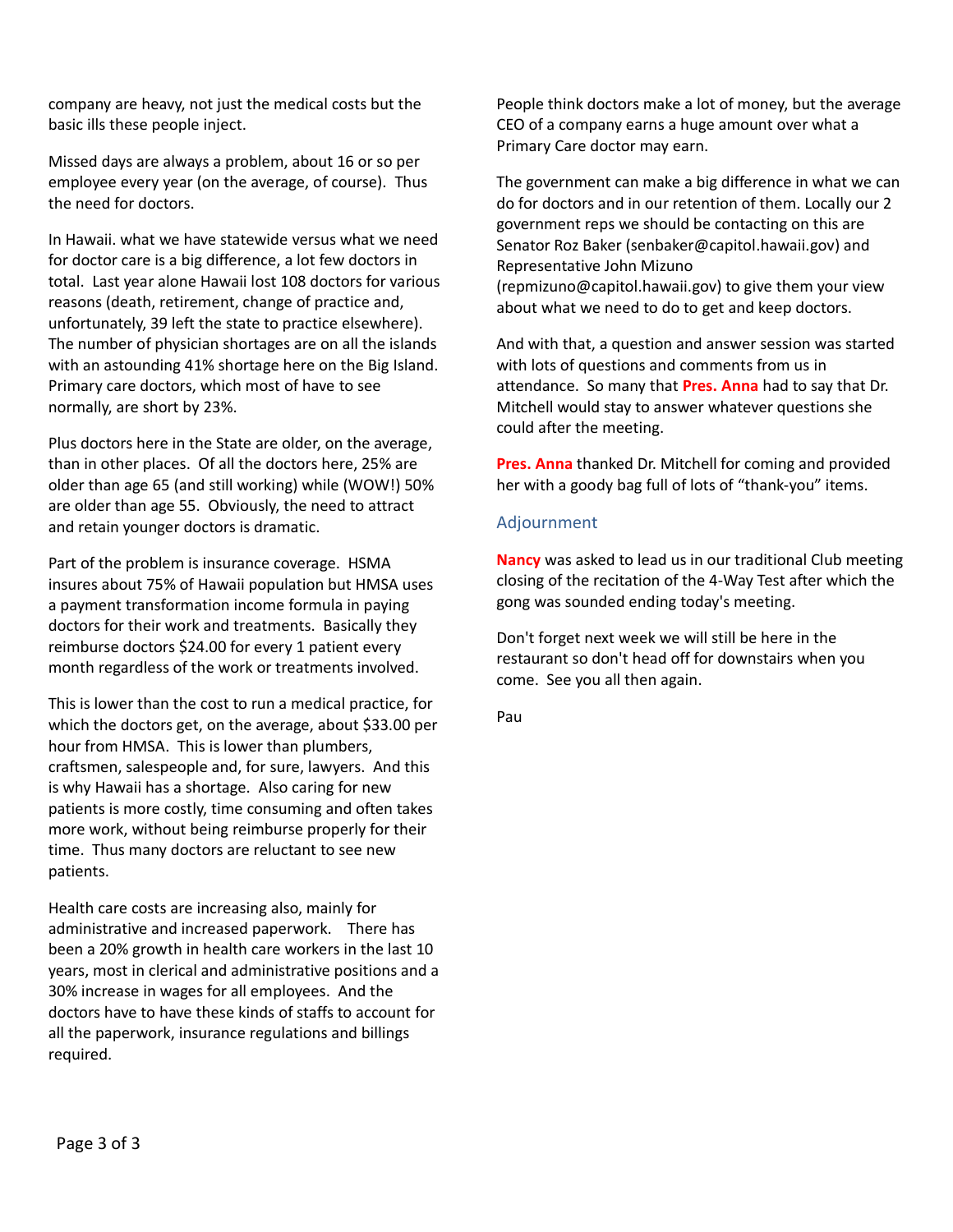company are heavy, not just the medical costs but the basic ills these people inject.

Missed days are always a problem, about 16 or so per employee every year (on the average, of course). Thus the need for doctors.

In Hawaii. what we have statewide versus what we need for doctor care is a big difference, a lot few doctors in total. Last year alone Hawaii lost 108 doctors for various reasons (death, retirement, change of practice and, unfortunately, 39 left the state to practice elsewhere). The number of physician shortages are on all the islands with an astounding 41% shortage here on the Big Island. Primary care doctors, which most of have to see normally, are short by 23%.

Plus doctors here in the State are older, on the average, than in other places. Of all the doctors here, 25% are older than age 65 (and still working) while (WOW!) 50% are older than age 55. Obviously, the need to attract and retain younger doctors is dramatic.

Part of the problem is insurance coverage. HSMA insures about 75% of Hawaii population but HMSA uses a payment transformation income formula in paying doctors for their work and treatments. Basically they reimburse doctors $24.00 for every 1 patient every month regardless of the work or treatments involved.

This is lower than the cost to run a medical practice, for which the doctors get, on the average, about $33.00 per hour from HMSA. This is lower than plumbers, craftsmen, salespeople and, for sure, lawyers. And this is why Hawaii has a shortage. Also caring for new patients is more costly, time consuming and often takes more work, without being reimburse properly for their time. Thus many doctors are reluctant to see new patients.

Health care costs are increasing also, mainly for administrative and increased paperwork. There has been a 20% growth in health care workers in the last 10 years, most in clerical and administrative positions and a 30% increase in wages for all employees. And the doctors have to have these kinds of staffs to account for all the paperwork, insurance regulations and billings required.

People think doctors make a lot of money, but the average CEO of a company earns a huge amount over what a Primary Care doctor may earn.

The government can make a big difference in what we can do for doctors and in our retention of them. Locally our 2 government reps we should be contacting on this are Senator Roz Baker (senbaker@capitol.hawaii.gov) and Representative John Mizuno (repmizuno@capitol.hawaii.gov) to give them your view about what we need to do to get and keep doctors.

And with that, a question and answer session was started with lots of questions and comments from us in attendance. So many that **Pres. Anna** had to say that Dr. Mitchell would stay to answer whatever questions she could after the meeting.

**Pres. Anna** thanked Dr. Mitchell for coming and provided her with a goody bag full of lots of "thank-you" items.

## Adjournment

**Nancy** was asked to lead us in our traditional Club meeting closing of the recitation of the 4-Way Test after which the gong was sounded ending today's meeting.

Don't forget next week we will still be here in the restaurant so don't head off for downstairs when you come. See you all then again.

Pau